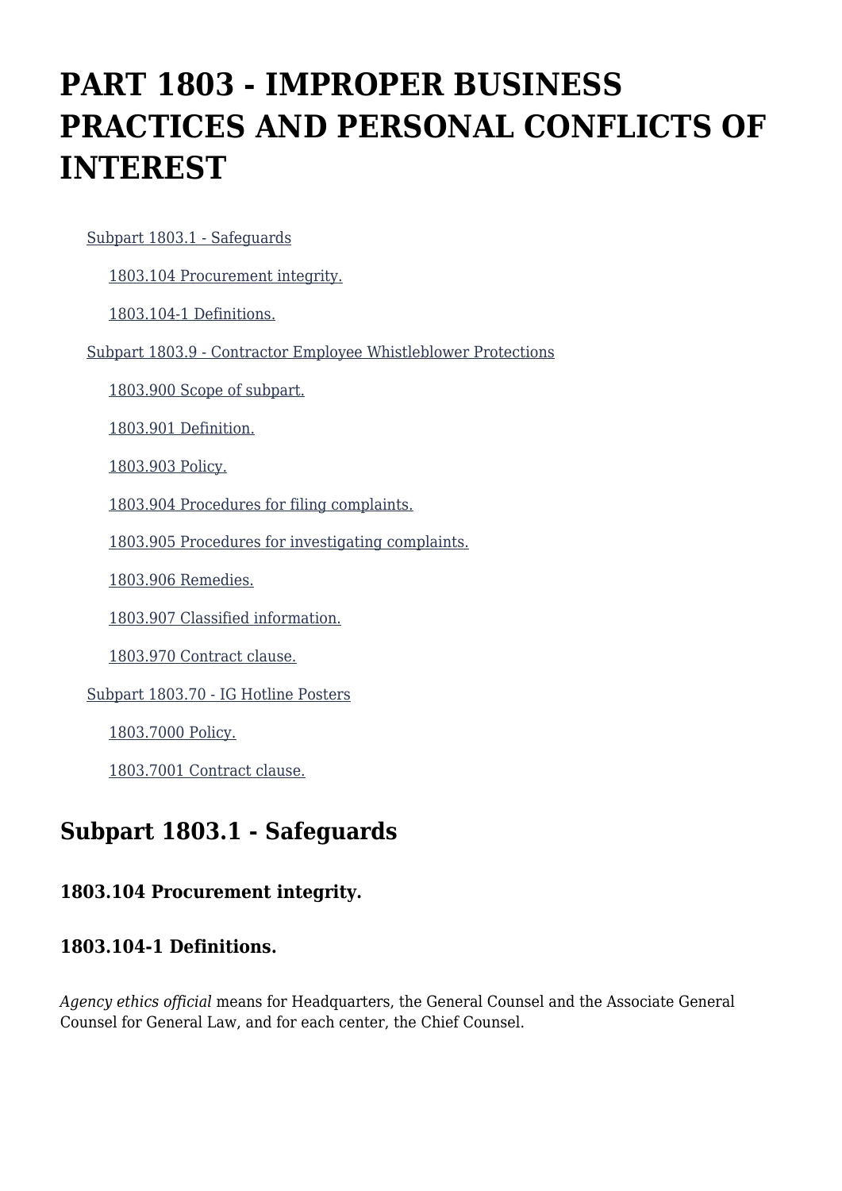# PART 1803 - IMPROPER BUSINESS PRACTICES AND PERSONAL CONFLICTS OF INTEREST

- Subpart 1803.1 - Safeguards
  - 1803.104 Procurement integrity.
  - 1803.104-1 Definitions.
- Subpart 1803.9 - Contractor Employee Whistleblower Protections
  - 1803.900 Scope of subpart.
  - 1803.901 Definition.
  - 1803.903 Policy.
  - 1803.904 Procedures for filing complaints.
  - 1803.905 Procedures for investigating complaints.
  - 1803.906 Remedies.
  - 1803.907 Classified information.
  - 1803.970 Contract clause.
- Subpart 1803.70 - IG Hotline Posters
  - 1803.7000 Policy.
  - 1803.7001 Contract clause.

## Subpart 1803.1 - Safeguards

### 1803.104 Procurement integrity.

### 1803.104-1 Definitions.

*Agency ethics official* means for Headquarters, the General Counsel and the Associate General Counsel for General Law, and for each center, the Chief Counsel.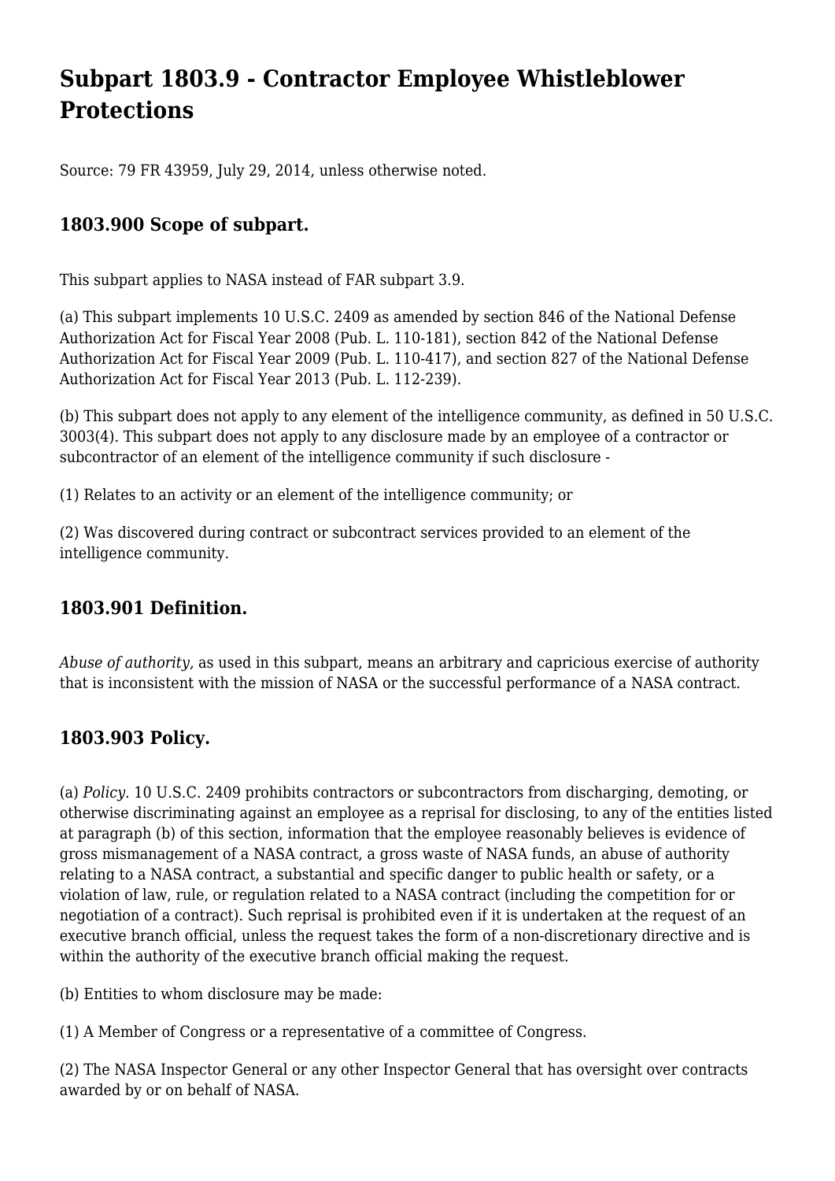# Subpart 1803.9 - Contractor Employee Whistleblower Protections

Source: 79 FR 43959, July 29, 2014, unless otherwise noted.

## 1803.900 Scope of subpart.

This subpart applies to NASA instead of FAR subpart 3.9.

(a) This subpart implements 10 U.S.C. 2409 as amended by section 846 of the National Defense Authorization Act for Fiscal Year 2008 (Pub. L. 110-181), section 842 of the National Defense Authorization Act for Fiscal Year 2009 (Pub. L. 110-417), and section 827 of the National Defense Authorization Act for Fiscal Year 2013 (Pub. L. 112-239).

(b) This subpart does not apply to any element of the intelligence community, as defined in 50 U.S.C. 3003(4). This subpart does not apply to any disclosure made by an employee of a contractor or subcontractor of an element of the intelligence community if such disclosure -

(1) Relates to an activity or an element of the intelligence community; or

(2) Was discovered during contract or subcontract services provided to an element of the intelligence community.

## 1803.901 Definition.

*Abuse of authority,* as used in this subpart, means an arbitrary and capricious exercise of authority that is inconsistent with the mission of NASA or the successful performance of a NASA contract.

## 1803.903 Policy.

(a) *Policy.* 10 U.S.C. 2409 prohibits contractors or subcontractors from discharging, demoting, or otherwise discriminating against an employee as a reprisal for disclosing, to any of the entities listed at paragraph (b) of this section, information that the employee reasonably believes is evidence of gross mismanagement of a NASA contract, a gross waste of NASA funds, an abuse of authority relating to a NASA contract, a substantial and specific danger to public health or safety, or a violation of law, rule, or regulation related to a NASA contract (including the competition for or negotiation of a contract). Such reprisal is prohibited even if it is undertaken at the request of an executive branch official, unless the request takes the form of a non-discretionary directive and is within the authority of the executive branch official making the request.

(b) Entities to whom disclosure may be made:

(1) A Member of Congress or a representative of a committee of Congress.

(2) The NASA Inspector General or any other Inspector General that has oversight over contracts awarded by or on behalf of NASA.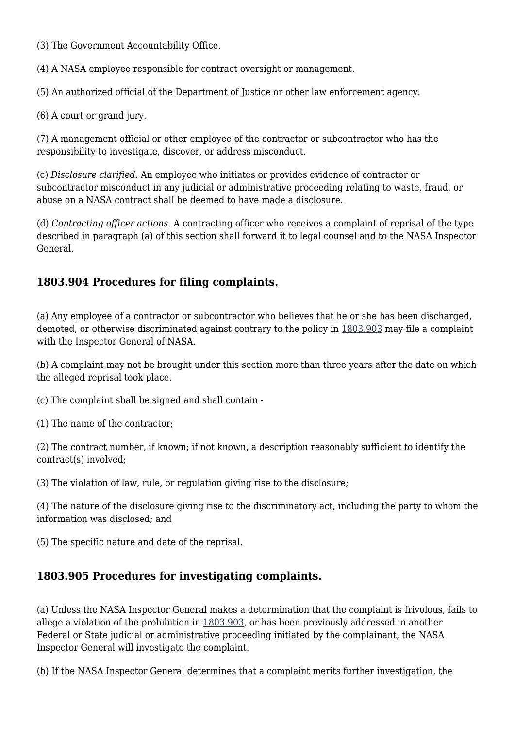(3) The Government Accountability Office.

(4) A NASA employee responsible for contract oversight or management.

(5) An authorized official of the Department of Justice or other law enforcement agency.

(6) A court or grand jury.

(7) A management official or other employee of the contractor or subcontractor who has the responsibility to investigate, discover, or address misconduct.

(c) *Disclosure clarified.* An employee who initiates or provides evidence of contractor or subcontractor misconduct in any judicial or administrative proceeding relating to waste, fraud, or abuse on a NASA contract shall be deemed to have made a disclosure.

(d) *Contracting officer actions.* A contracting officer who receives a complaint of reprisal of the type described in paragraph (a) of this section shall forward it to legal counsel and to the NASA Inspector General.

## 1803.904 Procedures for filing complaints.

(a) Any employee of a contractor or subcontractor who believes that he or she has been discharged, demoted, or otherwise discriminated against contrary to the policy in 1803.903 may file a complaint with the Inspector General of NASA.

(b) A complaint may not be brought under this section more than three years after the date on which the alleged reprisal took place.

(c) The complaint shall be signed and shall contain -

(1) The name of the contractor;

(2) The contract number, if known; if not known, a description reasonably sufficient to identify the contract(s) involved;

(3) The violation of law, rule, or regulation giving rise to the disclosure;

(4) The nature of the disclosure giving rise to the discriminatory act, including the party to whom the information was disclosed; and

(5) The specific nature and date of the reprisal.

## 1803.905 Procedures for investigating complaints.

(a) Unless the NASA Inspector General makes a determination that the complaint is frivolous, fails to allege a violation of the prohibition in 1803.903, or has been previously addressed in another Federal or State judicial or administrative proceeding initiated by the complainant, the NASA Inspector General will investigate the complaint.

(b) If the NASA Inspector General determines that a complaint merits further investigation, the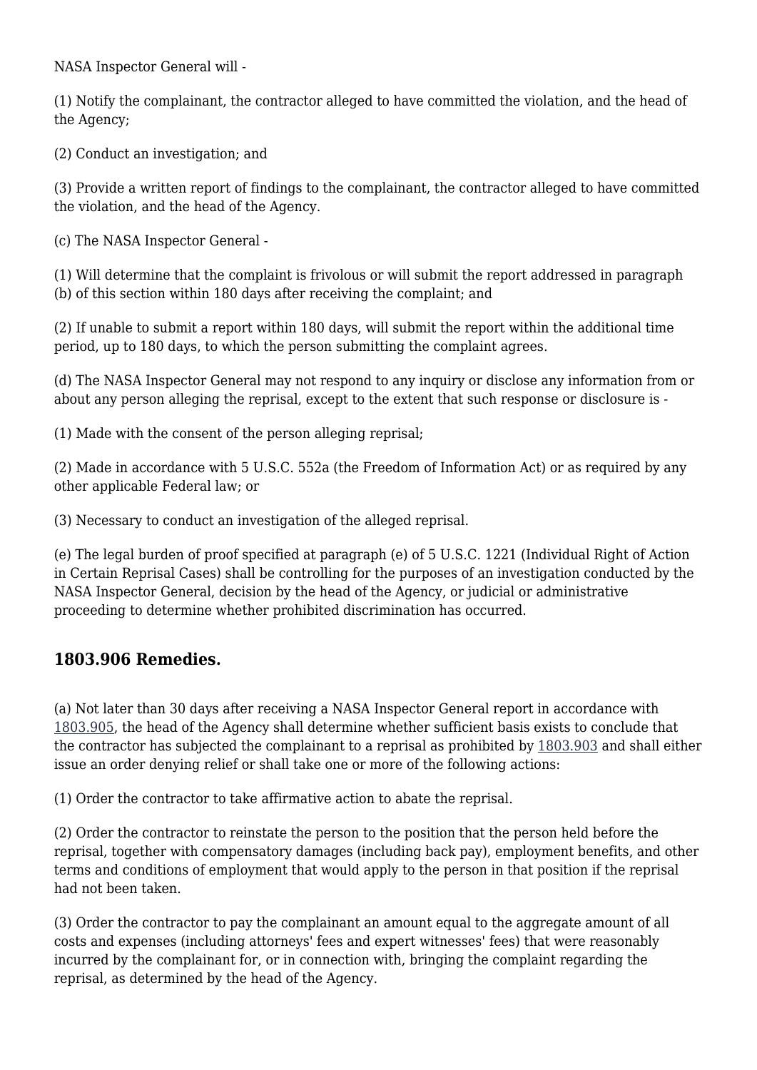NASA Inspector General will -

(1) Notify the complainant, the contractor alleged to have committed the violation, and the head of the Agency;

(2) Conduct an investigation; and

(3) Provide a written report of findings to the complainant, the contractor alleged to have committed the violation, and the head of the Agency.

(c) The NASA Inspector General -

(1) Will determine that the complaint is frivolous or will submit the report addressed in paragraph (b) of this section within 180 days after receiving the complaint; and

(2) If unable to submit a report within 180 days, will submit the report within the additional time period, up to 180 days, to which the person submitting the complaint agrees.

(d) The NASA Inspector General may not respond to any inquiry or disclose any information from or about any person alleging the reprisal, except to the extent that such response or disclosure is -

(1) Made with the consent of the person alleging reprisal;

(2) Made in accordance with 5 U.S.C. 552a (the Freedom of Information Act) or as required by any other applicable Federal law; or

(3) Necessary to conduct an investigation of the alleged reprisal.

(e) The legal burden of proof specified at paragraph (e) of 5 U.S.C. 1221 (Individual Right of Action in Certain Reprisal Cases) shall be controlling for the purposes of an investigation conducted by the NASA Inspector General, decision by the head of the Agency, or judicial or administrative proceeding to determine whether prohibited discrimination has occurred.

### 1803.906 Remedies.

(a) Not later than 30 days after receiving a NASA Inspector General report in accordance with 1803.905, the head of the Agency shall determine whether sufficient basis exists to conclude that the contractor has subjected the complainant to a reprisal as prohibited by 1803.903 and shall either issue an order denying relief or shall take one or more of the following actions:

(1) Order the contractor to take affirmative action to abate the reprisal.

(2) Order the contractor to reinstate the person to the position that the person held before the reprisal, together with compensatory damages (including back pay), employment benefits, and other terms and conditions of employment that would apply to the person in that position if the reprisal had not been taken.

(3) Order the contractor to pay the complainant an amount equal to the aggregate amount of all costs and expenses (including attorneys' fees and expert witnesses' fees) that were reasonably incurred by the complainant for, or in connection with, bringing the complaint regarding the reprisal, as determined by the head of the Agency.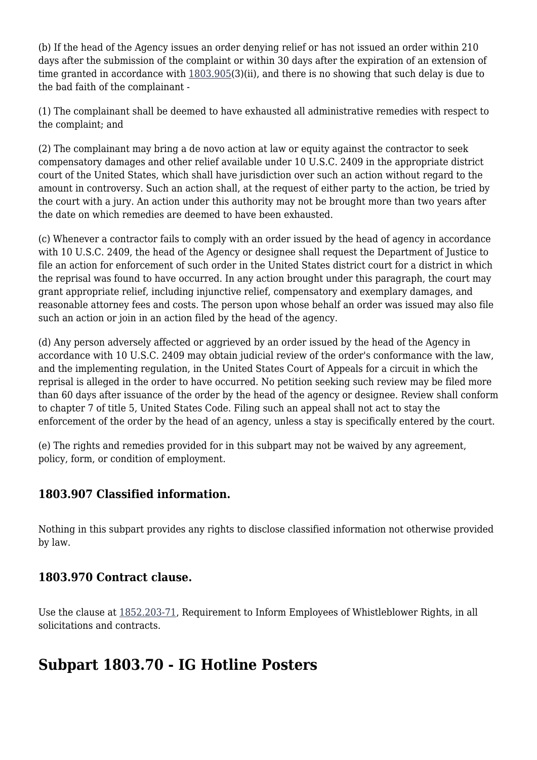(b) If the head of the Agency issues an order denying relief or has not issued an order within 210 days after the submission of the complaint or within 30 days after the expiration of an extension of time granted in accordance with 1803.905(3)(ii), and there is no showing that such delay is due to the bad faith of the complainant -

(1) The complainant shall be deemed to have exhausted all administrative remedies with respect to the complaint; and

(2) The complainant may bring a de novo action at law or equity against the contractor to seek compensatory damages and other relief available under 10 U.S.C. 2409 in the appropriate district court of the United States, which shall have jurisdiction over such an action without regard to the amount in controversy. Such an action shall, at the request of either party to the action, be tried by the court with a jury. An action under this authority may not be brought more than two years after the date on which remedies are deemed to have been exhausted.

(c) Whenever a contractor fails to comply with an order issued by the head of agency in accordance with 10 U.S.C. 2409, the head of the Agency or designee shall request the Department of Justice to file an action for enforcement of such order in the United States district court for a district in which the reprisal was found to have occurred. In any action brought under this paragraph, the court may grant appropriate relief, including injunctive relief, compensatory and exemplary damages, and reasonable attorney fees and costs. The person upon whose behalf an order was issued may also file such an action or join in an action filed by the head of the agency.

(d) Any person adversely affected or aggrieved by an order issued by the head of the Agency in accordance with 10 U.S.C. 2409 may obtain judicial review of the order's conformance with the law, and the implementing regulation, in the United States Court of Appeals for a circuit in which the reprisal is alleged in the order to have occurred. No petition seeking such review may be filed more than 60 days after issuance of the order by the head of the agency or designee. Review shall conform to chapter 7 of title 5, United States Code. Filing such an appeal shall not act to stay the enforcement of the order by the head of an agency, unless a stay is specifically entered by the court.

(e) The rights and remedies provided for in this subpart may not be waived by any agreement, policy, form, or condition of employment.

### 1803.907 Classified information.

Nothing in this subpart provides any rights to disclose classified information not otherwise provided by law.

### 1803.970 Contract clause.

Use the clause at 1852.203-71, Requirement to Inform Employees of Whistleblower Rights, in all solicitations and contracts.

## Subpart 1803.70 - IG Hotline Posters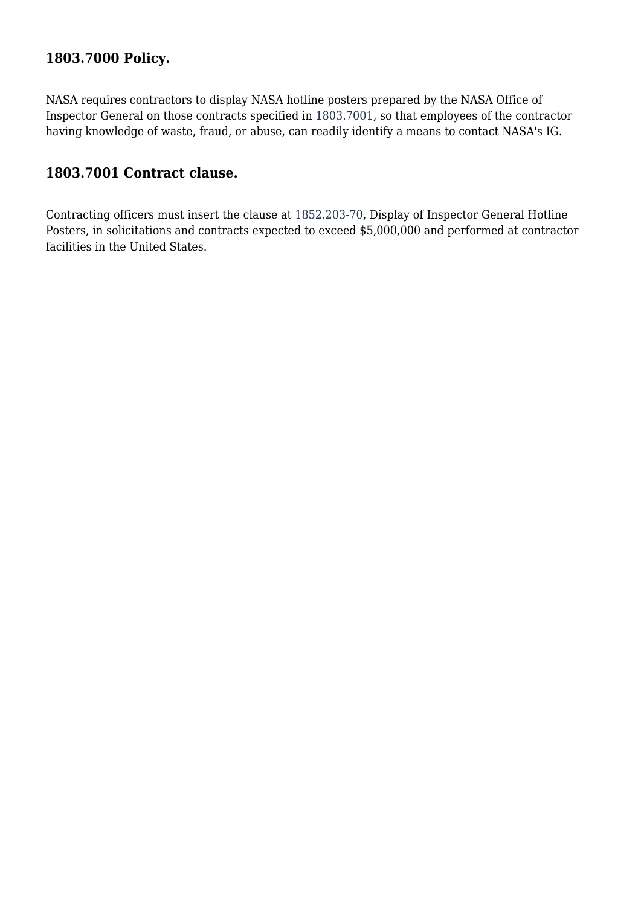## 1803.7000 Policy.

NASA requires contractors to display NASA hotline posters prepared by the NASA Office of Inspector General on those contracts specified in 1803.7001, so that employees of the contractor having knowledge of waste, fraud, or abuse, can readily identify a means to contact NASA's IG.

## 1803.7001 Contract clause.

Contracting officers must insert the clause at 1852.203-70, Display of Inspector General Hotline Posters, in solicitations and contracts expected to exceed $5,000,000 and performed at contractor facilities in the United States.